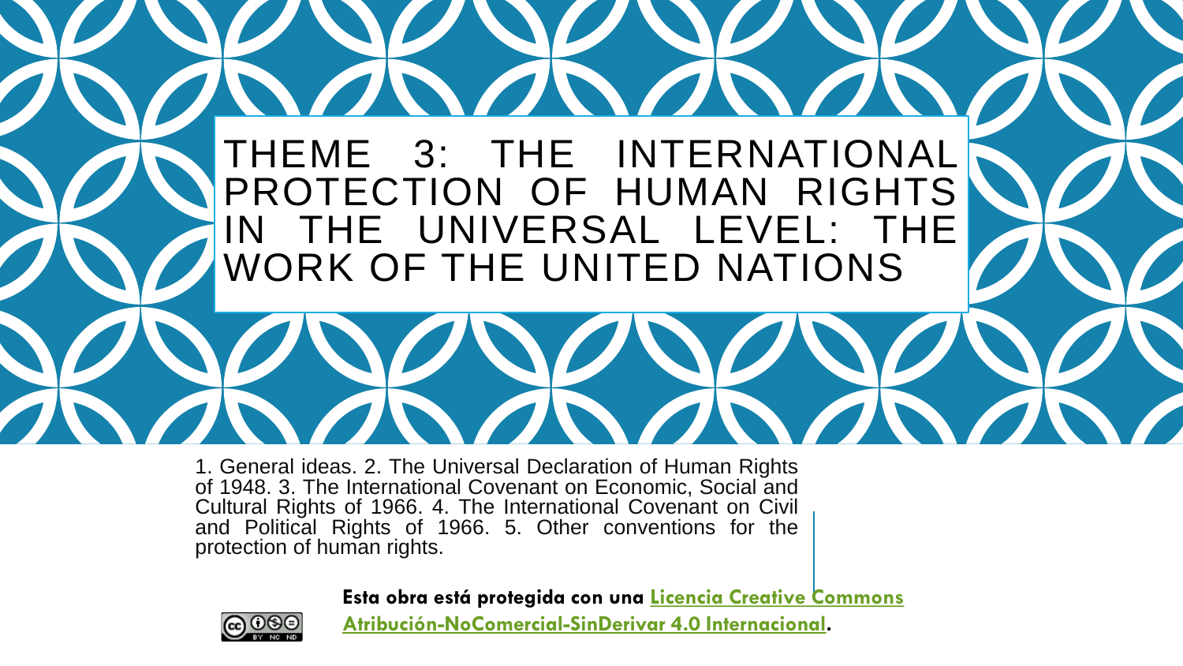# THEME 3: THE INTERNATIONAL PROTECTION OF HUMAN RIGHTS IN THE UNIVERSAL LEVEL: THE WORK OF THE UNITED NATIONS

1. General ideas. 2. The Universal Declaration of Human Rights of 1948. 3. The International Covenant on Economic, Social and Cultural Rights of 1966. 4. The International Covenant on Civil and Political Rights of 1966. 5. Other conventions for the protection of human rights.

**Esta obra está protegida con una Licencia Creative Commons Atribución-NoComercial-SinDerivar 4.0 Internacional.**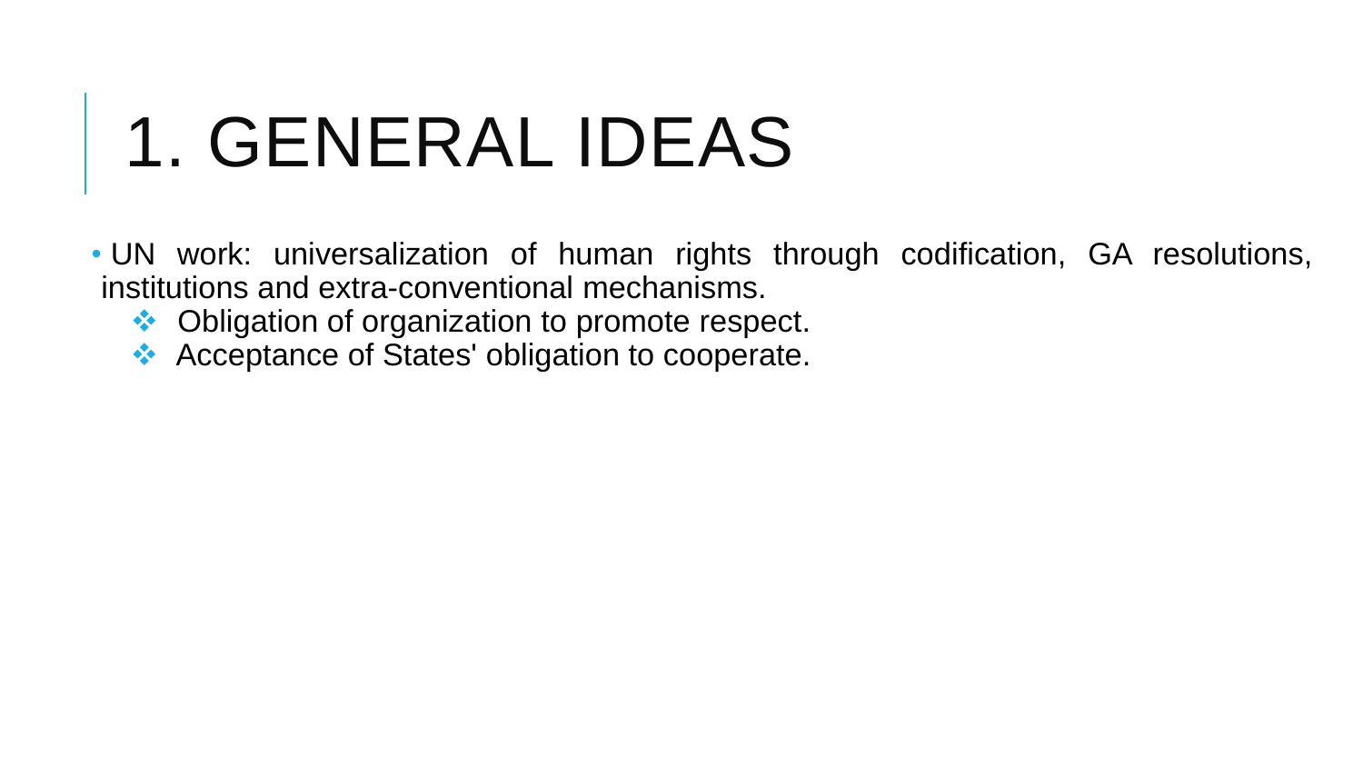# 1. GENERAL IDEAS

- UN work: universalization of human rights through codification, GA resolutions, institutions and extra-conventional mechanisms.
  - Obligation of organization to promote respect.
  - Acceptance of States' obligation to cooperate.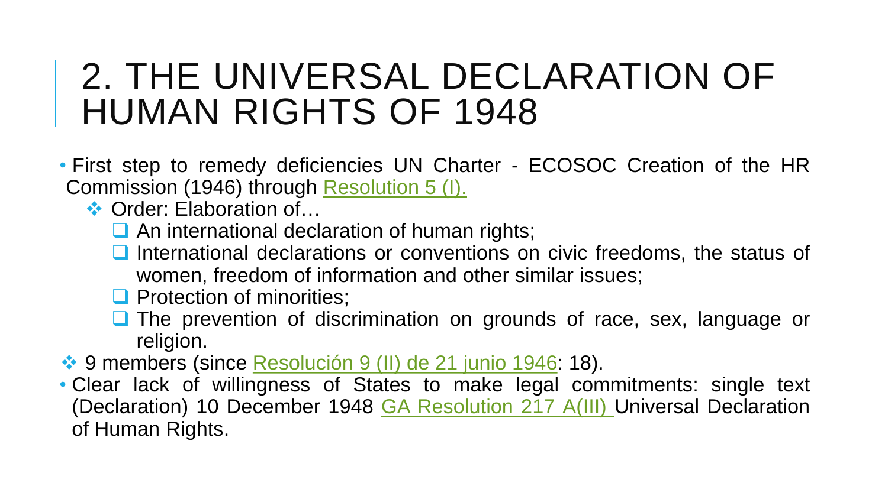# 2. THE UNIVERSAL DECLARATION OF HUMAN RIGHTS OF 1948

- First step to remedy deficiencies UN Charter - ECOSOC Creation of the HR Commission (1946) through Resolution 5 (I).
  - Order: Elaboration of…
    - An international declaration of human rights;
    - International declarations or conventions on civic freedoms, the status of women, freedom of information and other similar issues;
    - Protection of minorities;
    - The prevention of discrimination on grounds of race, sex, language or religion.
  - 9 members (since Resolución 9 (II) de 21 junio 1946: 18).
- Clear lack of willingness of States to make legal commitments: single text (Declaration) 10 December 1948 GA Resolution 217 A(III) Universal Declaration of Human Rights.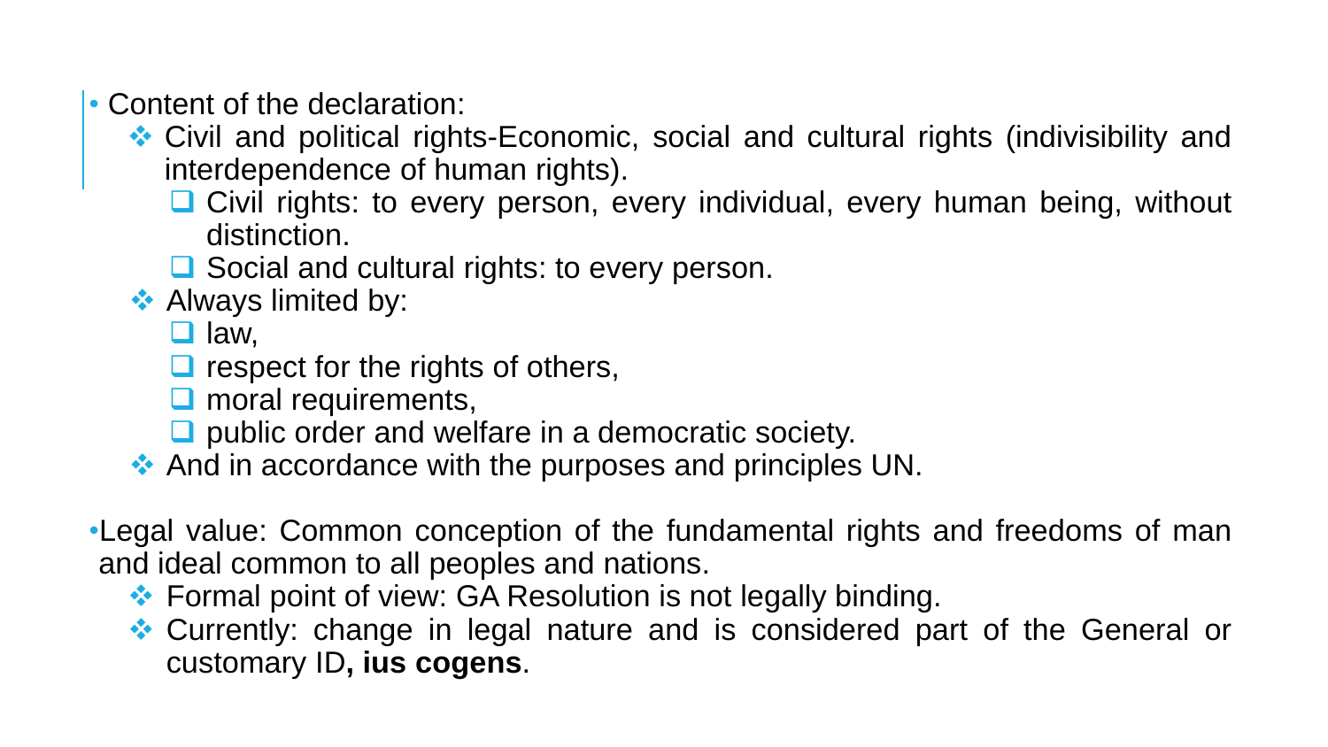- Content of the declaration:
  - Civil and political rights-Economic, social and cultural rights (indivisibility and interdependence of human rights).
    - Civil rights: to every person, every individual, every human being, without distinction.
    - Social and cultural rights: to every person.
  - Always limited by:
    - law,
    - respect for the rights of others,
    - moral requirements,
    - public order and welfare in a democratic society.
  - And in accordance with the purposes and principles UN.

- Legal value: Common conception of the fundamental rights and freedoms of man and ideal common to all peoples and nations.
  - Formal point of view: GA Resolution is not legally binding.
  - Currently: change in legal nature and is considered part of the General or customary ID**, ius cogens**.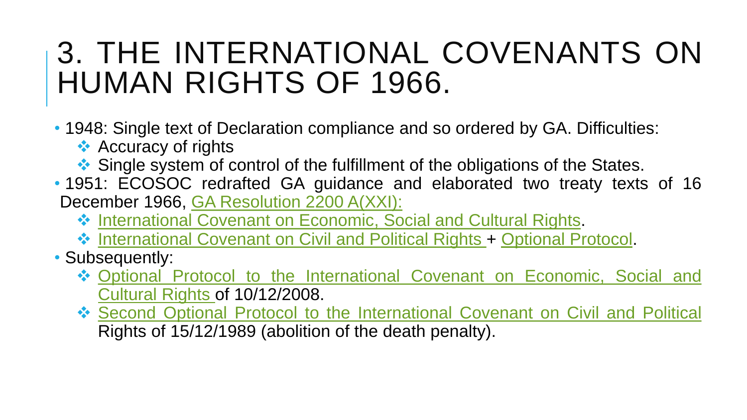# 3. THE INTERNATIONAL COVENANTS ON HUMAN RIGHTS OF 1966.

- 1948: Single text of Declaration compliance and so ordered by GA. Difficulties:
  - Accuracy of rights
  - Single system of control of the fulfillment of the obligations of the States.
- 1951: ECOSOC redrafted GA guidance and elaborated two treaty texts of 16 December 1966, GA Resolution 2200 A(XXI):
  - International Covenant on Economic, Social and Cultural Rights.
  - International Covenant on Civil and Political Rights + Optional Protocol.
- Subsequently:
  - Optional Protocol to the International Covenant on Economic, Social and Cultural Rights of 10/12/2008.
  - Second Optional Protocol to the International Covenant on Civil and Political Rights of 15/12/1989 (abolition of the death penalty).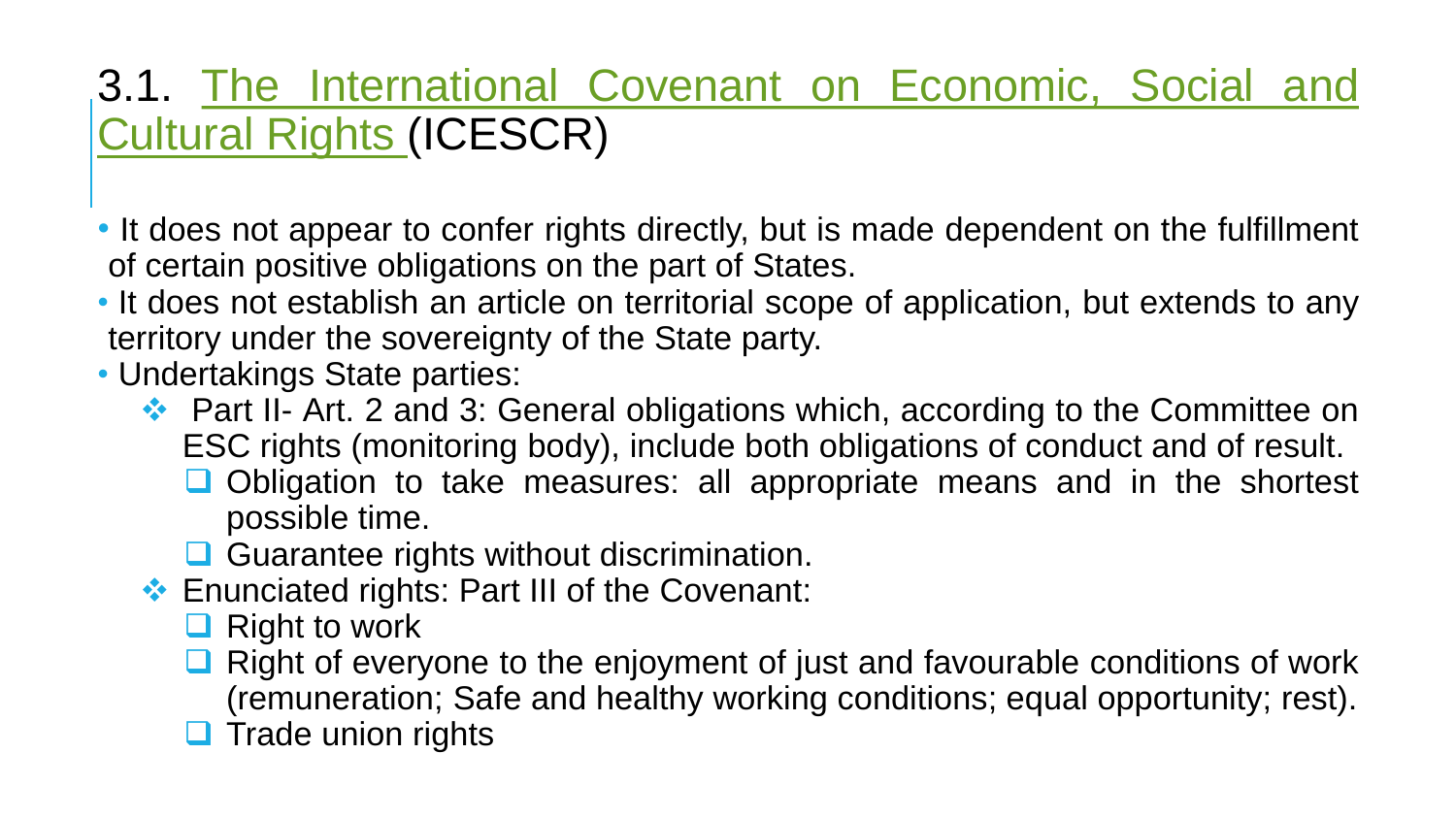## 3.1. The International Covenant on Economic, Social and Cultural Rights (ICESCR)

- It does not appear to confer rights directly, but is made dependent on the fulfillment of certain positive obligations on the part of States.
- It does not establish an article on territorial scope of application, but extends to any territory under the sovereignty of the State party.
- Undertakings State parties:
  - Part II- Art. 2 and 3: General obligations which, according to the Committee on ESC rights (monitoring body), include both obligations of conduct and of result.
    - Obligation to take measures: all appropriate means and in the shortest possible time.
    - Guarantee rights without discrimination.
  - Enunciated rights: Part III of the Covenant:
    - Right to work
    - Right of everyone to the enjoyment of just and favourable conditions of work (remuneration; Safe and healthy working conditions; equal opportunity; rest).
    - Trade union rights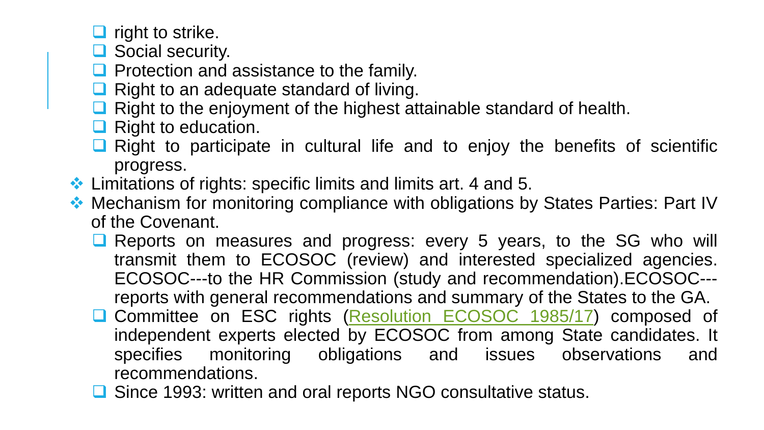- right to strike.
  - Social security.
  - Protection and assistance to the family.
  - Right to an adequate standard of living.
  - Right to the enjoyment of the highest attainable standard of health.
  - Right to education.
  - Right to participate in cultural life and to enjoy the benefits of scientific progress.
- Limitations of rights: specific limits and limits art. 4 and 5.
- Mechanism for monitoring compliance with obligations by States Parties: Part IV of the Covenant.
  - Reports on measures and progress: every 5 years, to the SG who will transmit them to ECOSOC (review) and interested specialized agencies. ECOSOC---to the HR Commission (study and recommendation).ECOSOC---reports with general recommendations and summary of the States to the GA.
  - Committee on ESC rights (Resolution ECOSOC 1985/17) composed of independent experts elected by ECOSOC from among State candidates. It specifies monitoring obligations and issues observations and recommendations.
  - Since 1993: written and oral reports NGO consultative status.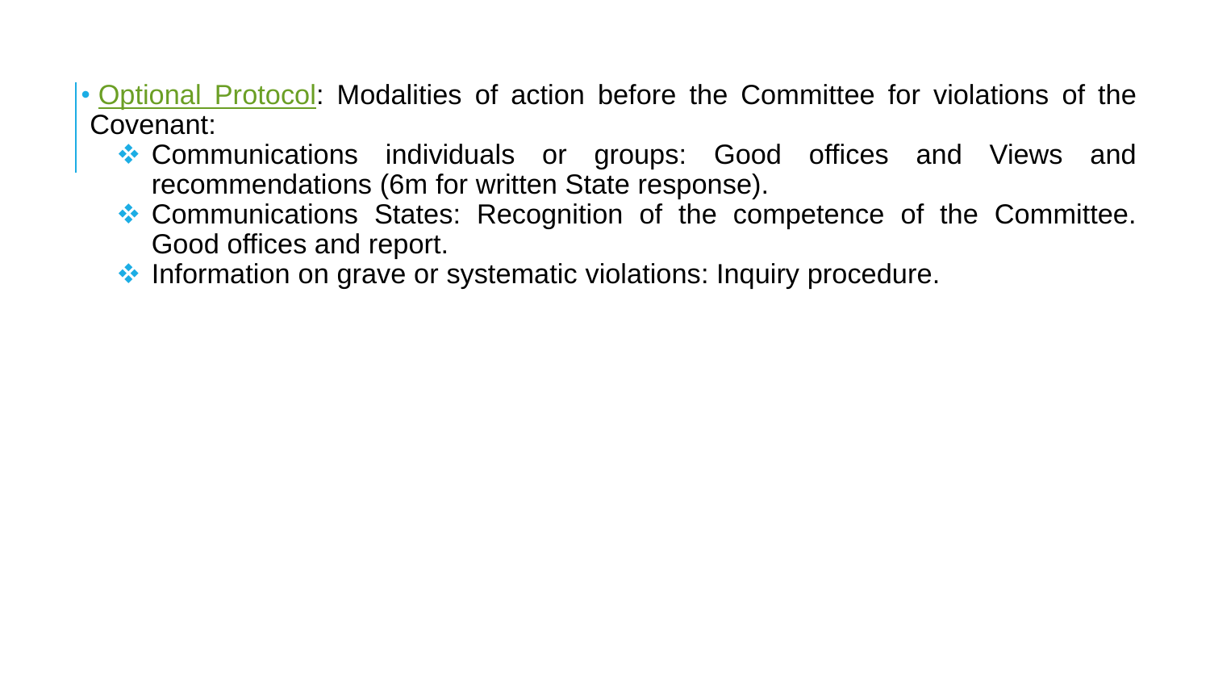- <u>Optional Protocol</u>: Modalities of action before the Committee for violations of the Covenant:
  - Communications individuals or groups: Good offices and Views and recommendations (6m for written State response).
  - Communications States: Recognition of the competence of the Committee. Good offices and report.
  - Information on grave or systematic violations: Inquiry procedure.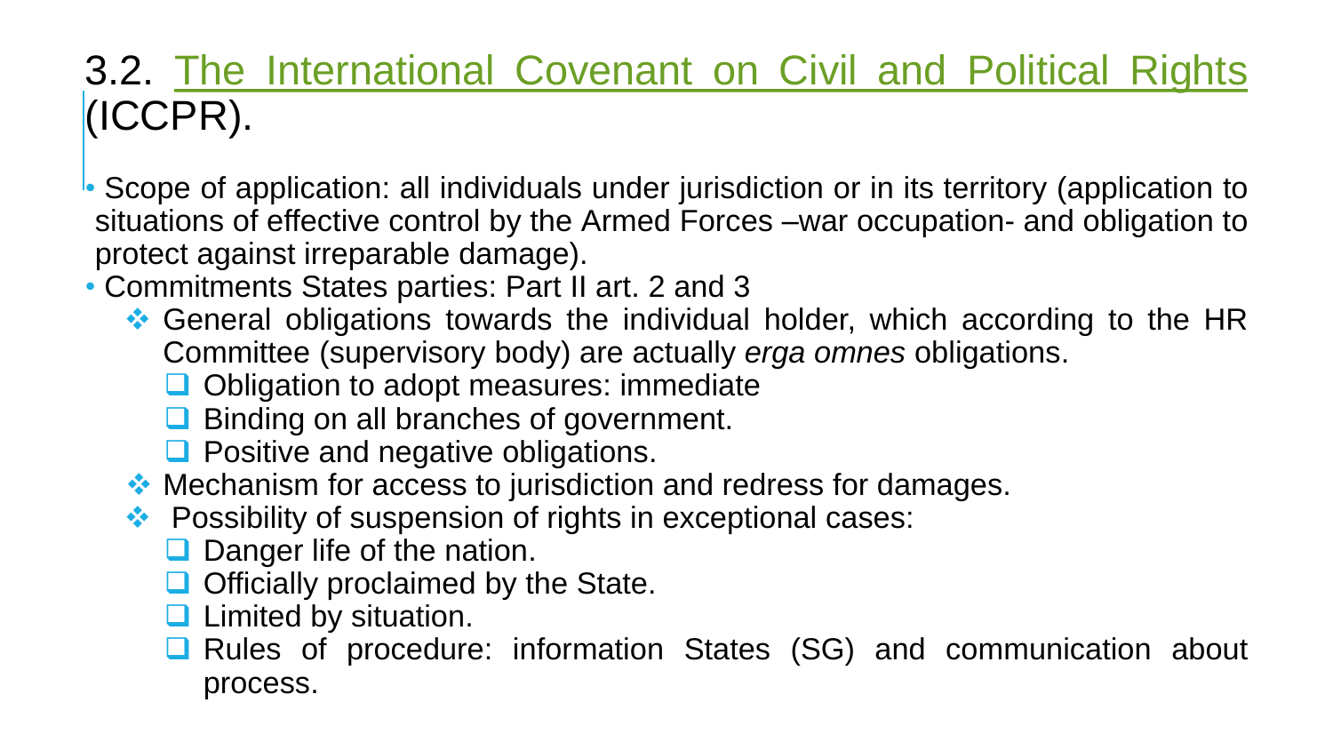## 3.2. The International Covenant on Civil and Political Rights (ICCPR).

- Scope of application: all individuals under jurisdiction or in its territory (application to situations of effective control by the Armed Forces –war occupation- and obligation to protect against irreparable damage).
- Commitments States parties: Part II art. 2 and 3
  - General obligations towards the individual holder, which according to the HR Committee (supervisory body) are actually *erga omnes* obligations.
    - Obligation to adopt measures: immediate
    - Binding on all branches of government.
    - Positive and negative obligations.
  - Mechanism for access to jurisdiction and redress for damages.
  - Possibility of suspension of rights in exceptional cases:
    - Danger life of the nation.
    - Officially proclaimed by the State.
    - Limited by situation.
    - Rules of procedure: information States (SG) and communication about process.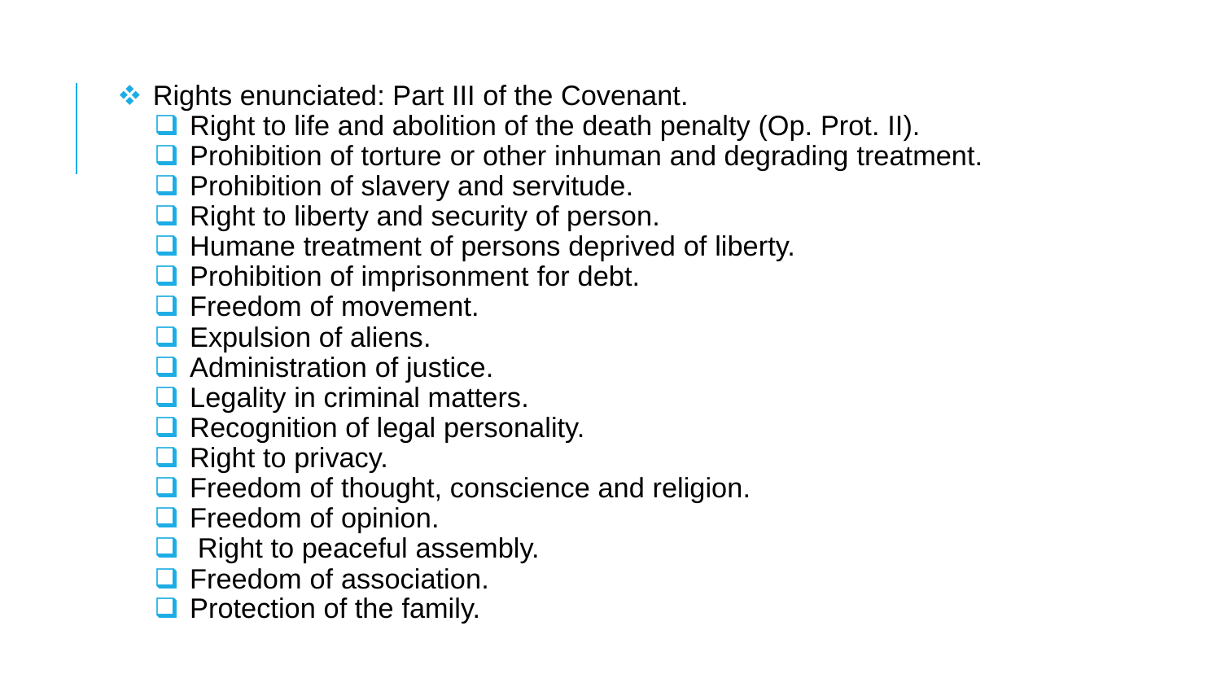- Rights enunciated: Part III of the Covenant.
  - Right to life and abolition of the death penalty (Op. Prot. II).
  - Prohibition of torture or other inhuman and degrading treatment.
  - Prohibition of slavery and servitude.
  - Right to liberty and security of person.
  - Humane treatment of persons deprived of liberty.
  - Prohibition of imprisonment for debt.
  - Freedom of movement.
  - Expulsion of aliens.
  - Administration of justice.
  - Legality in criminal matters.
  - Recognition of legal personality.
  - Right to privacy.
  - Freedom of thought, conscience and religion.
  - Freedom of opinion.
  - Right to peaceful assembly.
  - Freedom of association.
  - Protection of the family.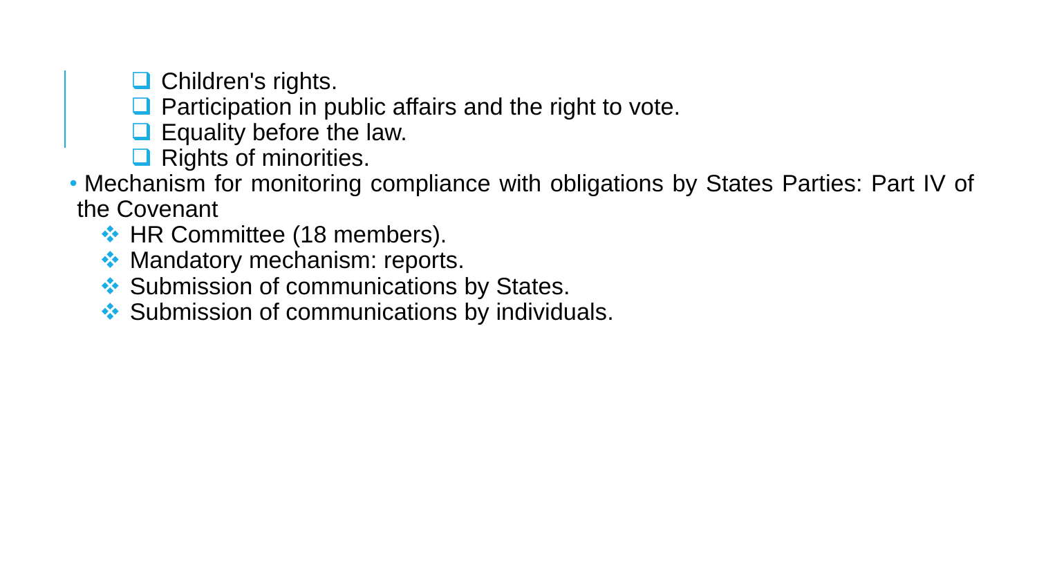- Children's rights.
- Participation in public affairs and the right to vote.
- Equality before the law.
- Rights of minorities.

- Mechanism for monitoring compliance with obligations by States Parties: Part IV of the Covenant
  - HR Committee (18 members).
  - Mandatory mechanism: reports.
  - Submission of communications by States.
  - Submission of communications by individuals.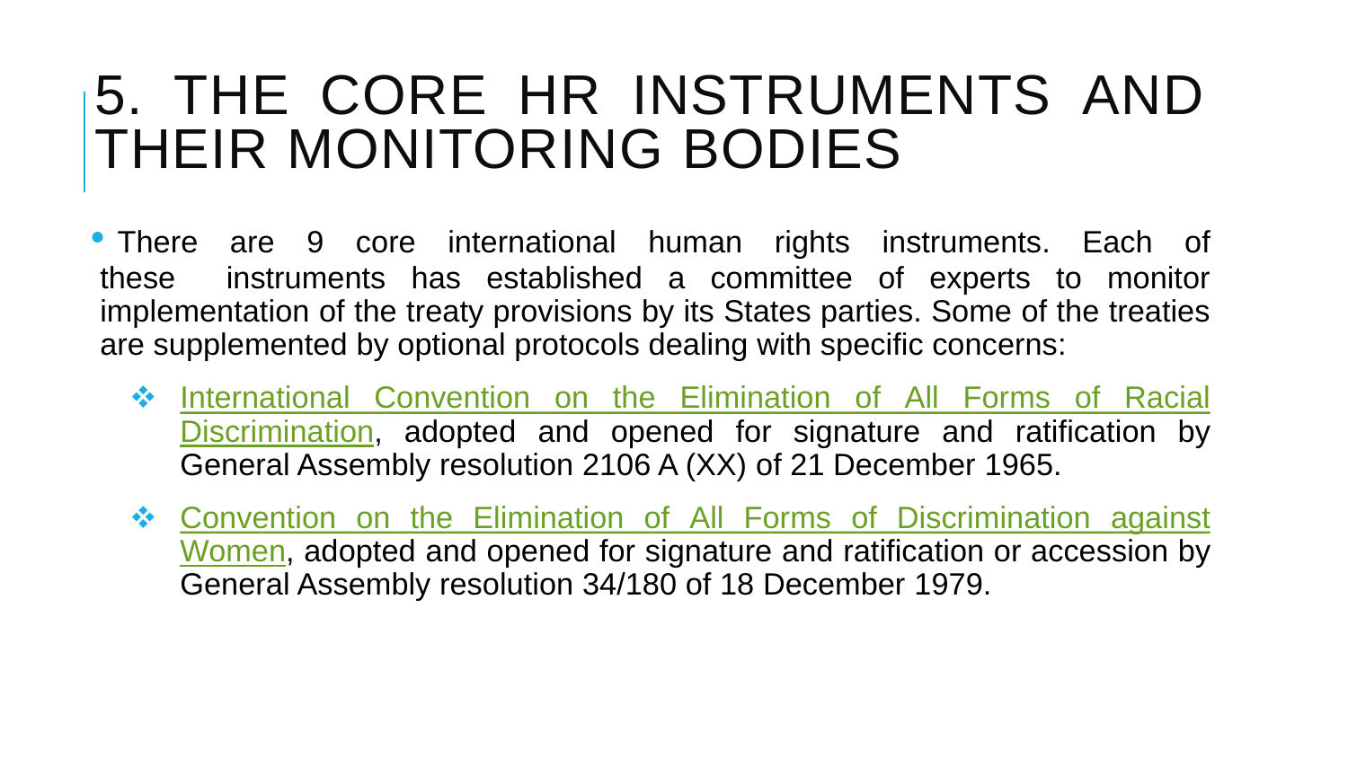# 5. THE CORE HR INSTRUMENTS AND THEIR MONITORING BODIES

- There are 9 core international human rights instruments. Each of these instruments has established a committee of experts to monitor implementation of the treaty provisions by its States parties. Some of the treaties are supplemented by optional protocols dealing with specific concerns:
  - International Convention on the Elimination of All Forms of Racial Discrimination, adopted and opened for signature and ratification by General Assembly resolution 2106 A (XX) of 21 December 1965.
  - Convention on the Elimination of All Forms of Discrimination against Women, adopted and opened for signature and ratification or accession by General Assembly resolution 34/180 of 18 December 1979.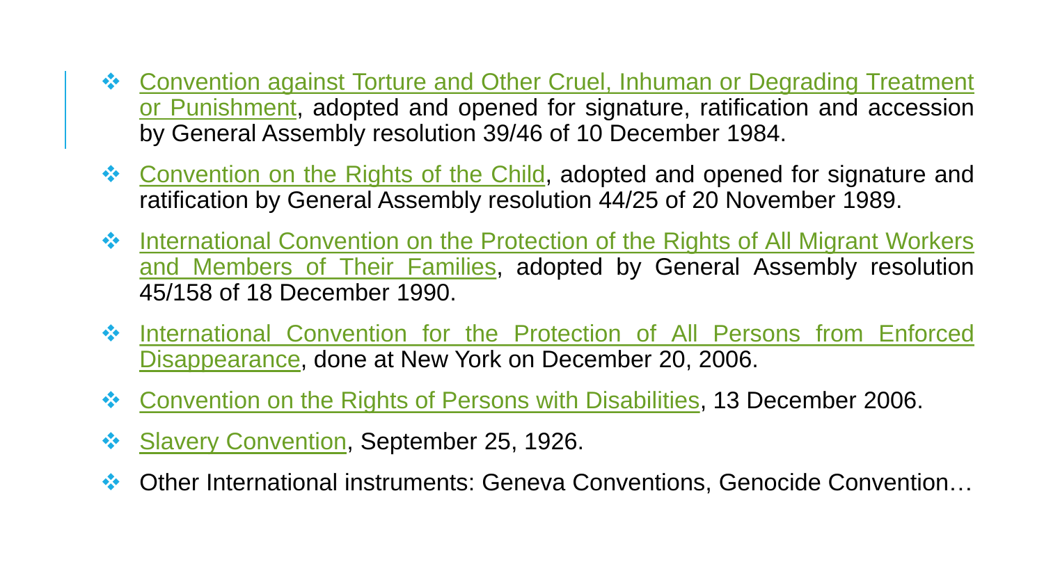- Convention against Torture and Other Cruel, Inhuman or Degrading Treatment or Punishment, adopted and opened for signature, ratification and accession by General Assembly resolution 39/46 of 10 December 1984.
- Convention on the Rights of the Child, adopted and opened for signature and ratification by General Assembly resolution 44/25 of 20 November 1989.
- International Convention on the Protection of the Rights of All Migrant Workers and Members of Their Families, adopted by General Assembly resolution 45/158 of 18 December 1990.
- International Convention for the Protection of All Persons from Enforced Disappearance, done at New York on December 20, 2006.
- Convention on the Rights of Persons with Disabilities, 13 December 2006.
- Slavery Convention, September 25, 1926.
- Other International instruments: Geneva Conventions, Genocide Convention…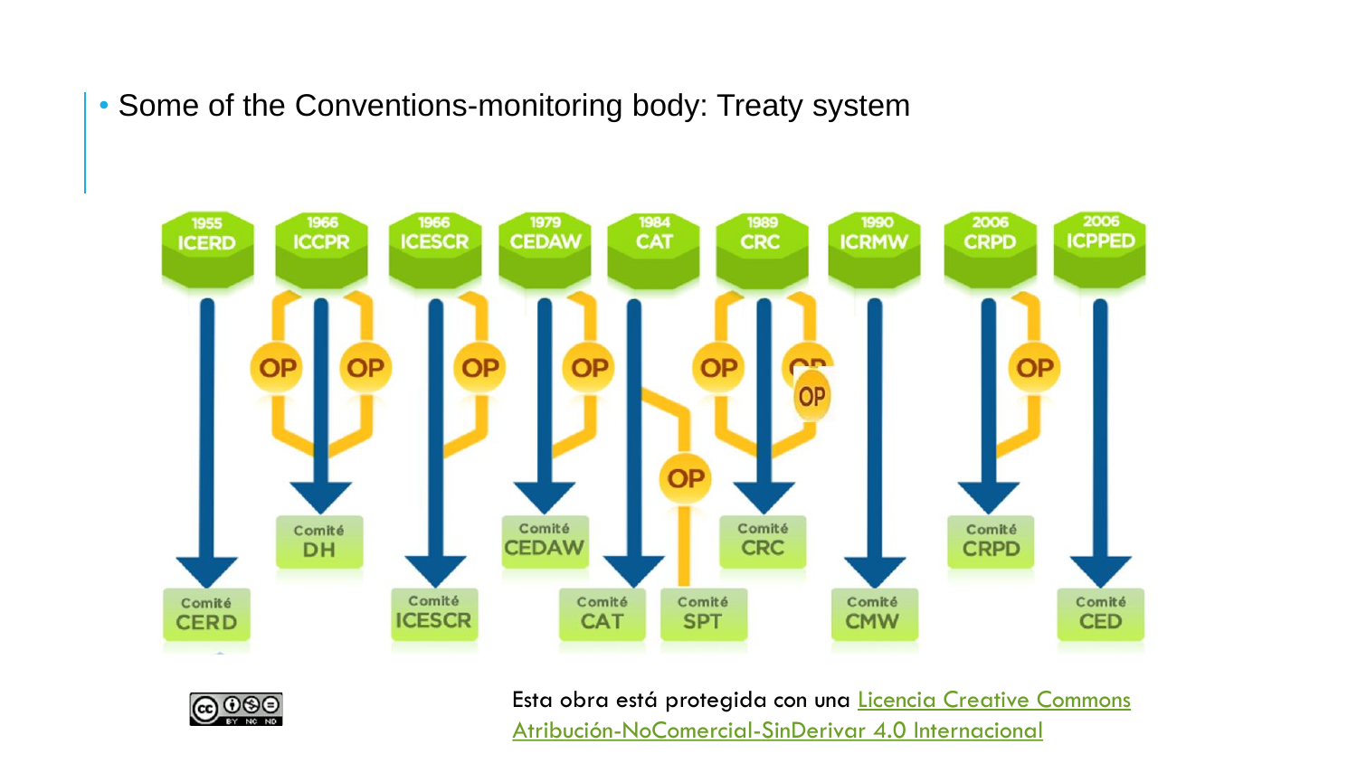- Some of the Conventions-monitoring body: Treaty system

1955
ICERD

1966
ICCPR

1966
ICESCR

1979
CEDAW

1984
CAT

1989
CRC

1990
ICRMW

2006
CRPD

2006
ICPPED

OP OP OP OP OP OP OP OP OP OP

Comité
DH

Comité
CEDAW

Comité
CRC

Comité
CRPD

Comité
CERD

Comité
ICESCR

Comité
CAT

Comité
SPT

Comité
CMW

Comité
CED

Esta obra está protegida con una Licencia Creative Commons Atribución-NoComercial-SinDerivar 4.0 Internacional